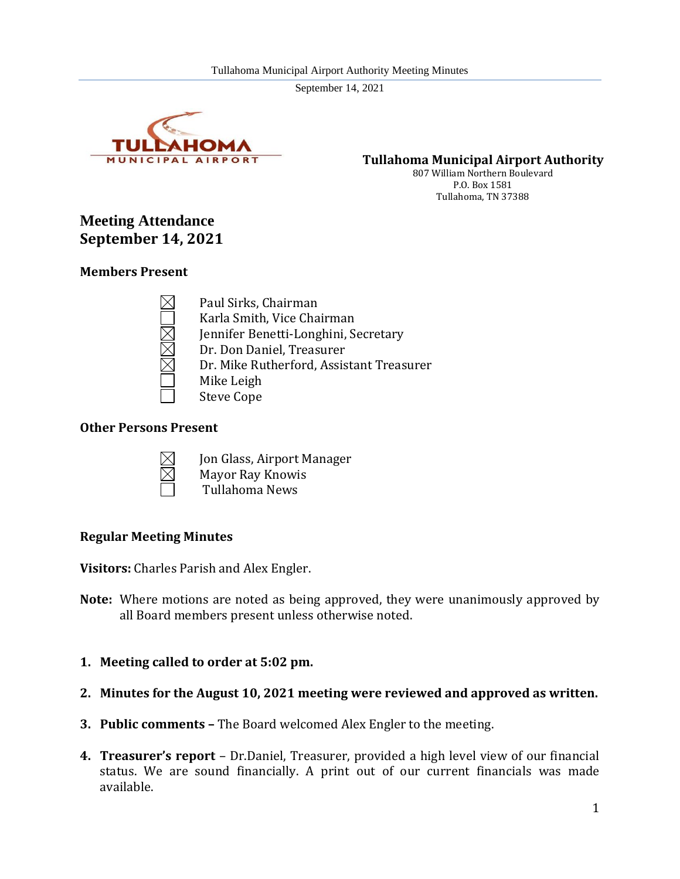**Tullahoma Municipal Airport Authority**
807 William Northern Boulevard
P.O. Box 1581
Tullahoma, TN 37388

## Meeting Attendance
## September 14, 2021

### Members Present

- ☒ Paul Sirks, Chairman
- ☐ Karla Smith, Vice Chairman
- ☒ Jennifer Benetti-Longhini, Secretary
- ☒ Dr. Don Daniel, Treasurer
- ☒ Dr. Mike Rutherford, Assistant Treasurer
- ☐ Mike Leigh
- ☐ Steve Cope

### Other Persons Present

- ☒ Jon Glass, Airport Manager
- ☒ Mayor Ray Knowis
- ☐ Tullahoma News

### Regular Meeting Minutes

**Visitors:** Charles Parish and Alex Engler.

**Note:** Where motions are noted as being approved, they were unanimously approved by all Board members present unless otherwise noted.

1. **Meeting called to order at 5:02 pm.**
2. **Minutes for the August 10, 2021 meeting were reviewed and approved as written.**
3. **Public comments –** The Board welcomed Alex Engler to the meeting.
4. **Treasurer's report** – Dr.Daniel, Treasurer, provided a high level view of our financial status. We are sound financially. A print out of our current financials was made available.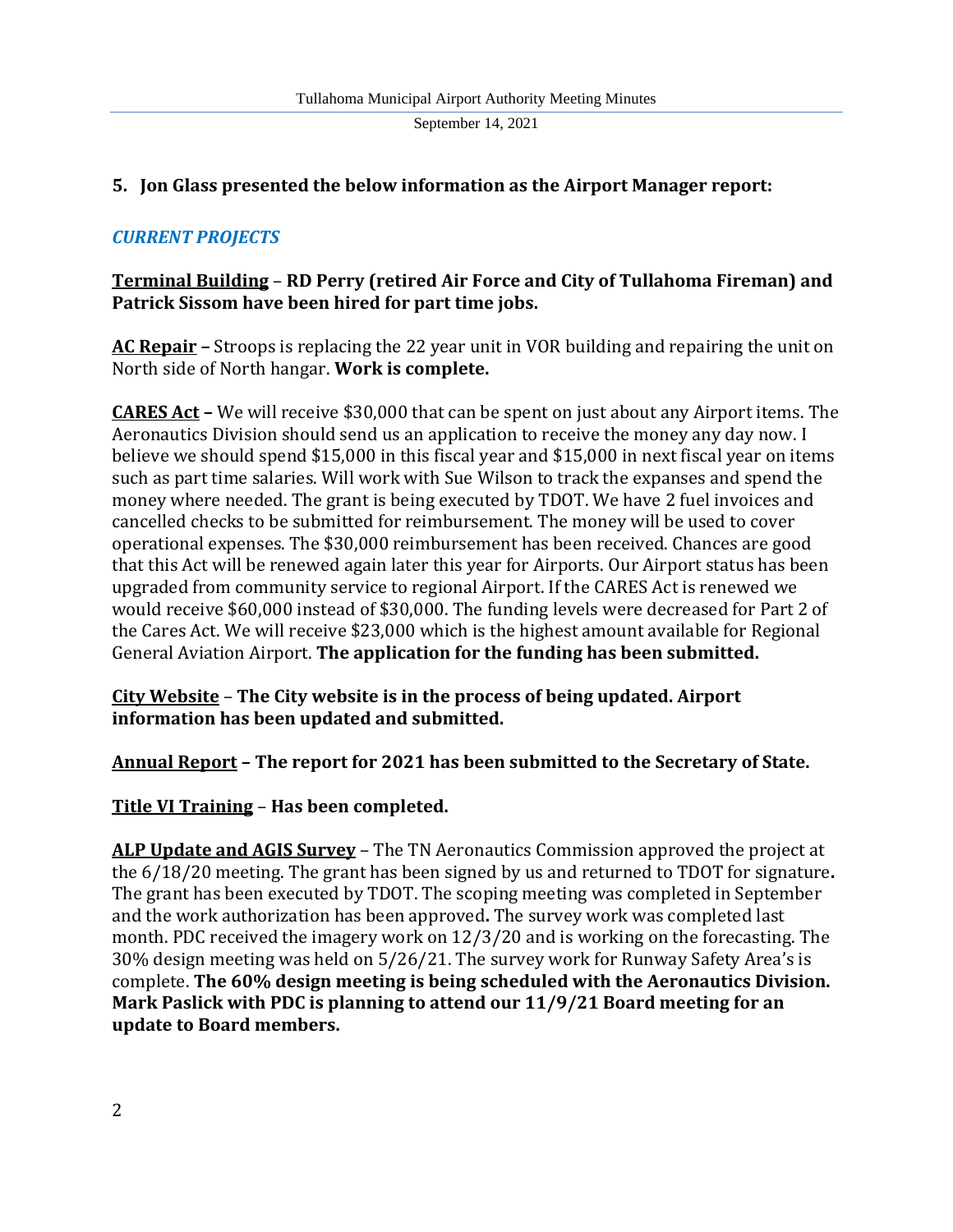## 5. Jon Glass presented the below information as the Airport Manager report:

### *CURRENT PROJECTS*

**Terminal Building** – **RD Perry (retired Air Force and City of Tullahoma Fireman) and Patrick Sissom have been hired for part time jobs.**

**AC Repair** – Stroops is replacing the 22 year unit in VOR building and repairing the unit on North side of North hangar. **Work is complete.**

**CARES Act** – We will receive $30,000 that can be spent on just about any Airport items. The Aeronautics Division should send us an application to receive the money any day now. I believe we should spend $15,000 in this fiscal year and $15,000 in next fiscal year on items such as part time salaries. Will work with Sue Wilson to track the expanses and spend the money where needed. The grant is being executed by TDOT. We have 2 fuel invoices and cancelled checks to be submitted for reimbursement. The money will be used to cover operational expenses. The $30,000 reimbursement has been received. Chances are good that this Act will be renewed again later this year for Airports. Our Airport status has been upgraded from community service to regional Airport. If the CARES Act is renewed we would receive $60,000 instead of $30,000. The funding levels were decreased for Part 2 of the Cares Act. We will receive $23,000 which is the highest amount available for Regional General Aviation Airport. **The application for the funding has been submitted.**

**City Website** – **The City website is in the process of being updated. Airport information has been updated and submitted.**

**Annual Report – The report for 2021 has been submitted to the Secretary of State.**

**Title VI Training** – **Has been completed.**

**ALP Update and AGIS Survey** – The TN Aeronautics Commission approved the project at the 6/18/20 meeting. The grant has been signed by us and returned to TDOT for signature**.** The grant has been executed by TDOT. The scoping meeting was completed in September and the work authorization has been approved**.** The survey work was completed last month. PDC received the imagery work on 12/3/20 and is working on the forecasting. The 30% design meeting was held on 5/26/21. The survey work for Runway Safety Area's is complete. **The 60% design meeting is being scheduled with the Aeronautics Division. Mark Paslick with PDC is planning to attend our 11/9/21 Board meeting for an update to Board members.**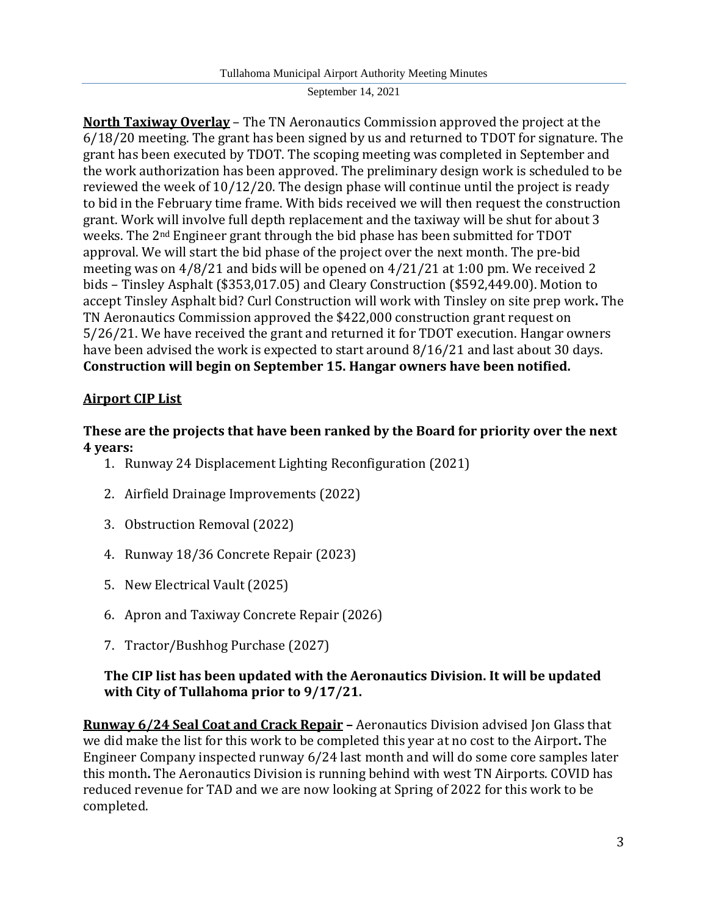**North Taxiway Overlay** – The TN Aeronautics Commission approved the project at the 6/18/20 meeting. The grant has been signed by us and returned to TDOT for signature. The grant has been executed by TDOT. The scoping meeting was completed in September and the work authorization has been approved. The preliminary design work is scheduled to be reviewed the week of 10/12/20. The design phase will continue until the project is ready to bid in the February time frame. With bids received we will then request the construction grant. Work will involve full depth replacement and the taxiway will be shut for about 3 weeks. The 2nd Engineer grant through the bid phase has been submitted for TDOT approval. We will start the bid phase of the project over the next month. The pre-bid meeting was on 4/8/21 and bids will be opened on 4/21/21 at 1:00 pm. We received 2 bids – Tinsley Asphalt ($353,017.05) and Cleary Construction ($592,449.00). Motion to accept Tinsley Asphalt bid? Curl Construction will work with Tinsley on site prep work**.** The TN Aeronautics Commission approved the $422,000 construction grant request on 5/26/21. We have received the grant and returned it for TDOT execution. Hangar owners have been advised the work is expected to start around 8/16/21 and last about 30 days. **Construction will begin on September 15. Hangar owners have been notified.**

**Airport CIP List**

**These are the projects that have been ranked by the Board for priority over the next 4 years:**

1. Runway 24 Displacement Lighting Reconfiguration (2021)
2. Airfield Drainage Improvements (2022)
3. Obstruction Removal (2022)
4. Runway 18/36 Concrete Repair (2023)
5. New Electrical Vault (2025)
6. Apron and Taxiway Concrete Repair (2026)
7. Tractor/Bushhog Purchase (2027)

**The CIP list has been updated with the Aeronautics Division. It will be updated with City of Tullahoma prior to 9/17/21.**

**Runway 6/24 Seal Coat and Crack Repair –** Aeronautics Division advised Jon Glass that we did make the list for this work to be completed this year at no cost to the Airport**.** The Engineer Company inspected runway 6/24 last month and will do some core samples later this month**.** The Aeronautics Division is running behind with west TN Airports. COVID has reduced revenue for TAD and we are now looking at Spring of 2022 for this work to be completed.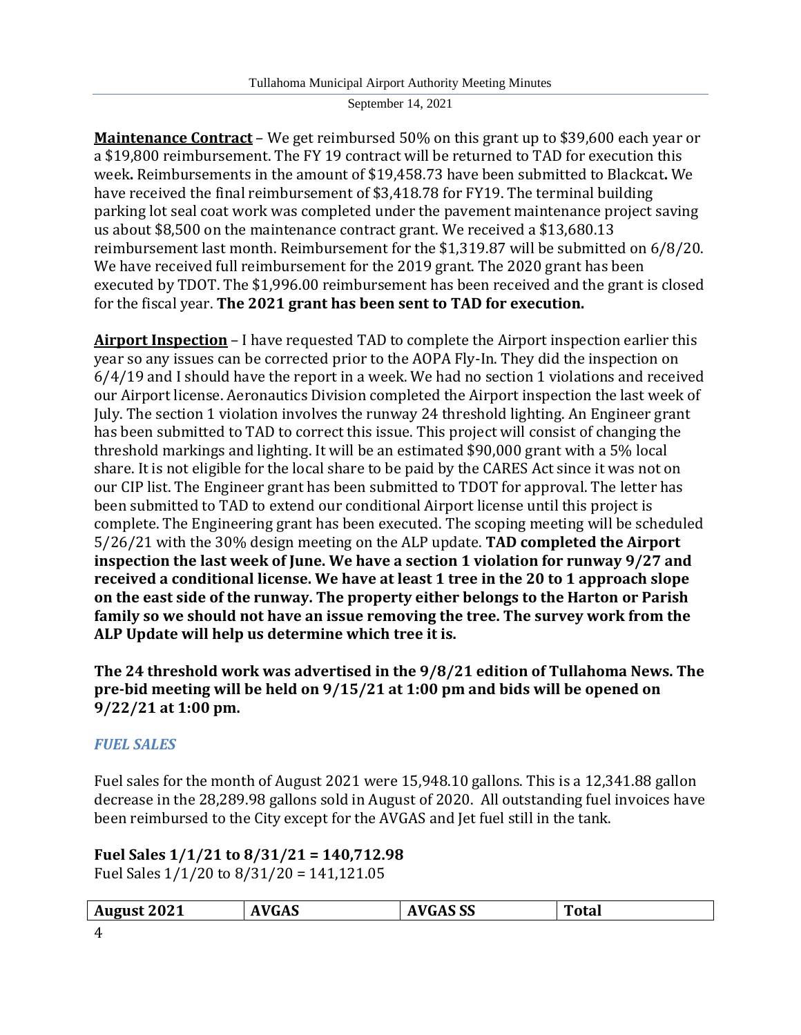**Maintenance Contract** – We get reimbursed 50% on this grant up to $39,600 each year or a $19,800 reimbursement. The FY 19 contract will be returned to TAD for execution this week**.** Reimbursements in the amount of $19,458.73 have been submitted to Blackcat**.** We have received the final reimbursement of $3,418.78 for FY19. The terminal building parking lot seal coat work was completed under the pavement maintenance project saving us about $8,500 on the maintenance contract grant. We received a $13,680.13 reimbursement last month. Reimbursement for the $1,319.87 will be submitted on 6/8/20. We have received full reimbursement for the 2019 grant. The 2020 grant has been executed by TDOT. The $1,996.00 reimbursement has been received and the grant is closed for the fiscal year. **The 2021 grant has been sent to TAD for execution.**

**Airport Inspection** – I have requested TAD to complete the Airport inspection earlier this year so any issues can be corrected prior to the AOPA Fly-In. They did the inspection on 6/4/19 and I should have the report in a week. We had no section 1 violations and received our Airport license. Aeronautics Division completed the Airport inspection the last week of July. The section 1 violation involves the runway 24 threshold lighting. An Engineer grant has been submitted to TAD to correct this issue. This project will consist of changing the threshold markings and lighting. It will be an estimated $90,000 grant with a 5% local share. It is not eligible for the local share to be paid by the CARES Act since it was not on our CIP list. The Engineer grant has been submitted to TDOT for approval. The letter has been submitted to TAD to extend our conditional Airport license until this project is complete. The Engineering grant has been executed. The scoping meeting will be scheduled 5/26/21 with the 30% design meeting on the ALP update. **TAD completed the Airport inspection the last week of June. We have a section 1 violation for runway 9/27 and received a conditional license. We have at least 1 tree in the 20 to 1 approach slope on the east side of the runway. The property either belongs to the Harton or Parish family so we should not have an issue removing the tree. The survey work from the ALP Update will help us determine which tree it is.**

**The 24 threshold work was advertised in the 9/8/21 edition of Tullahoma News. The pre-bid meeting will be held on 9/15/21 at 1:00 pm and bids will be opened on 9/22/21 at 1:00 pm.**

### *FUEL SALES*

Fuel sales for the month of August 2021 were 15,948.10 gallons. This is a 12,341.88 gallon decrease in the 28,289.98 gallons sold in August of 2020. All outstanding fuel invoices have been reimbursed to the City except for the AVGAS and Jet fuel still in the tank.

**Fuel Sales 1/1/21 to 8/31/21 = 140,712.98**
Fuel Sales 1/1/20 to 8/31/20 = 141,121.05

| August 2021 | AVGAS | AVGAS SS | Total |
|---|---|---|---|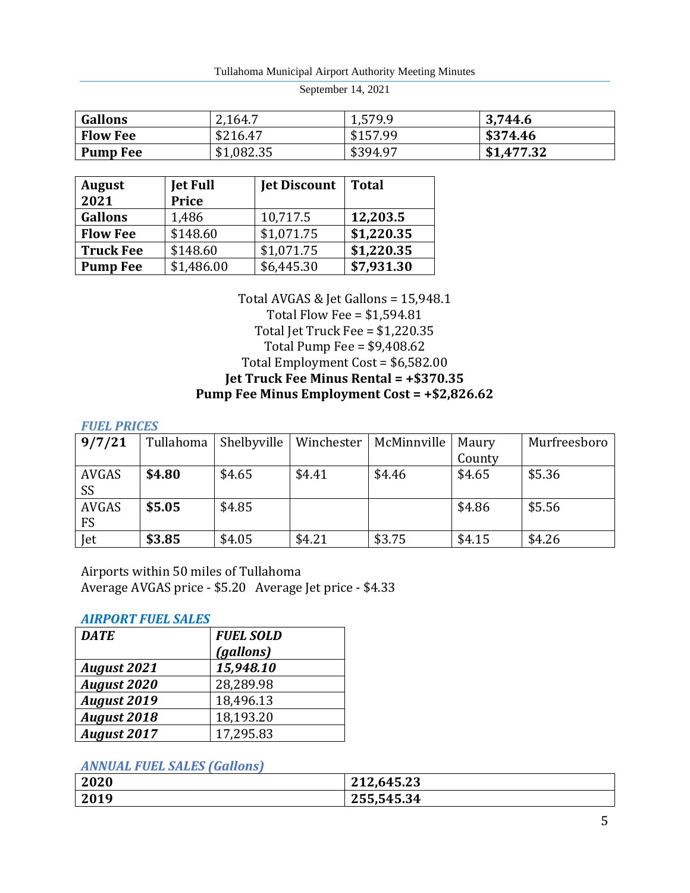| **Gallons** | 2,164.7 | 1,579.9 | **3,744.6** |
|---|---|---|---|
| **Flow Fee** | $216.47 | $157.99 | **$374.46** |
| **Pump Fee** | $1,082.35 | $394.97 | **$1,477.32** |

| **August 2021** | **Jet Full Price** | **Jet Discount** | **Total** |
|---|---|---|---|
| **Gallons** | 1,486 | 10,717.5 | **12,203.5** |
| **Flow Fee** | $148.60 | $1,071.75 | **$1,220.35** |
| **Truck Fee** | $148.60 | $1,071.75 | **$1,220.35** |
| **Pump Fee** | $1,486.00 | $6,445.30 | **$7,931.30** |

Total AVGAS & Jet Gallons = 15,948.1
Total Flow Fee = $1,594.81
Total Jet Truck Fee = $1,220.35
Total Pump Fee = $9,408.62
Total Employment Cost = $6,582.00
**Jet Truck Fee Minus Rental = +$370.35**
**Pump Fee Minus Employment Cost = +$2,826.62**

### *FUEL PRICES*

| **9/7/21** | Tullahoma | Shelbyville | Winchester | McMinnville | Maury County | Murfreesboro |
|---|---|---|---|---|---|---|
| AVGAS SS | **$4.80** | $4.65 | $4.41 | $4.46 | $4.65 | $5.36 |
| AVGAS FS | **$5.05** | $4.85 | | | $4.86 | $5.56 |
| Jet | **$3.85** | $4.05 | $4.21 | $3.75 | $4.15 | $4.26 |

Airports within 50 miles of Tullahoma
Average AVGAS price - $5.20   Average Jet price - $4.33

### *AIRPORT FUEL SALES*

| ***DATE*** | ***FUEL SOLD (gallons)*** |
|---|---|
| ***August 2021*** | ***15,948.10*** |
| ***August 2020*** | 28,289.98 |
| ***August 2019*** | 18,496.13 |
| ***August 2018*** | 18,193.20 |
| ***August 2017*** | 17,295.83 |

### *ANNUAL FUEL SALES (Gallons)*

| **2020** | **212,645.23** |
|---|---|
| **2019** | **255,545.34** |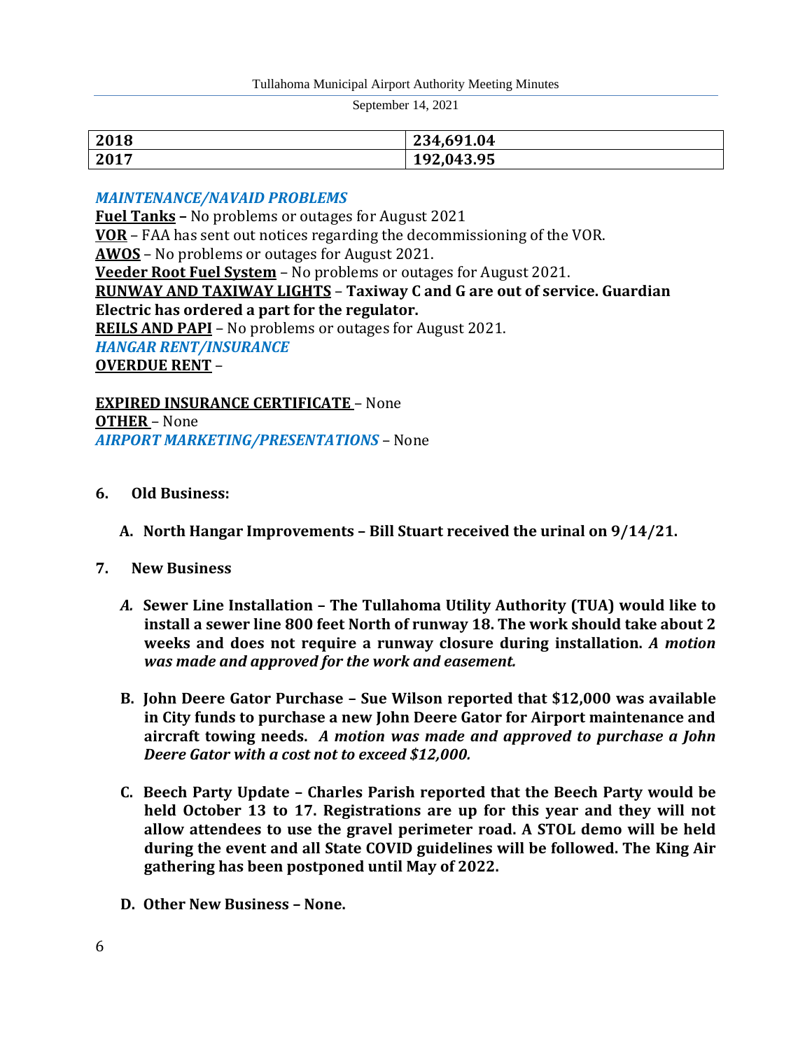| 2018 | 234,691.04 |
| --- | --- |
| 2017 | 192,043.95 |

***MAINTENANCE/NAVAID PROBLEMS***

**Fuel Tanks –** No problems or outages for August 2021

**VOR** – FAA has sent out notices regarding the decommissioning of the VOR.

**AWOS** – No problems or outages for August 2021.

**Veeder Root Fuel System** – No problems or outages for August 2021.

**RUNWAY AND TAXIWAY LIGHTS** – **Taxiway C and G are out of service. Guardian Electric has ordered a part for the regulator.**

**REILS AND PAPI** – No problems or outages for August 2021.

***HANGAR RENT/INSURANCE***

**OVERDUE RENT** –

**EXPIRED INSURANCE CERTIFICATE** – None

**OTHER** – None

***AIRPORT MARKETING/PRESENTATIONS*** – None

**6. Old Business:**

**A. North Hangar Improvements – Bill Stuart received the urinal on 9/14/21.**

**7. New Business**

***A.*** **Sewer Line Installation – The Tullahoma Utility Authority (TUA) would like to install a sewer line 800 feet North of runway 18. The work should take about 2 weeks and does not require a runway closure during installation.** ***A motion was made and approved for the work and easement.***

**B. John Deere Gator Purchase – Sue Wilson reported that $12,000 was available in City funds to purchase a new John Deere Gator for Airport maintenance and aircraft towing needs.** ***A motion was made and approved to purchase a John Deere Gator with a cost not to exceed $12,000.***

**C. Beech Party Update – Charles Parish reported that the Beech Party would be held October 13 to 17. Registrations are up for this year and they will not allow attendees to use the gravel perimeter road. A STOL demo will be held during the event and all State COVID guidelines will be followed. The King Air gathering has been postponed until May of 2022.**

**D. Other New Business – None.**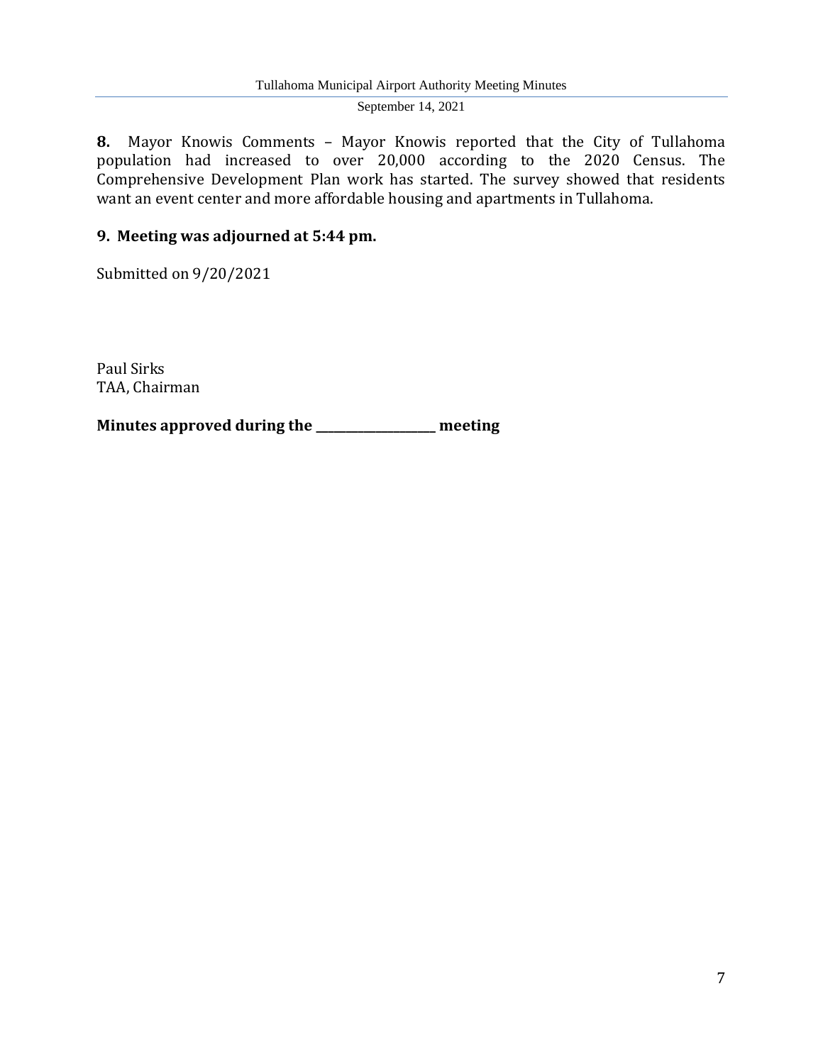**8.** Mayor Knowis Comments – Mayor Knowis reported that the City of Tullahoma population had increased to over 20,000 according to the 2020 Census. The Comprehensive Development Plan work has started. The survey showed that residents want an event center and more affordable housing and apartments in Tullahoma.

**9. Meeting was adjourned at 5:44 pm.**

Submitted on 9/20/2021

Paul Sirks
TAA, Chairman

**Minutes approved during the ___________________ meeting**